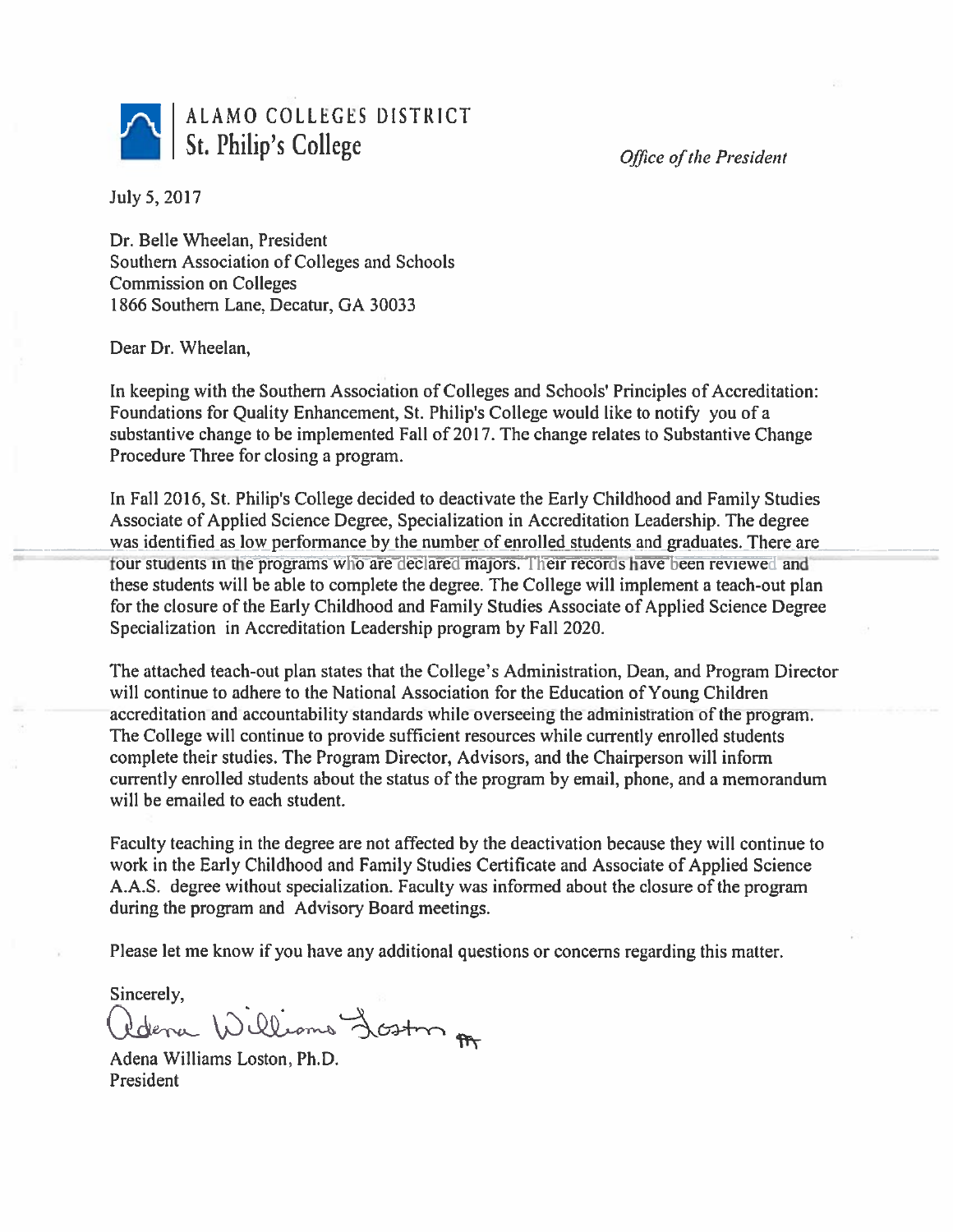ALAMO COLLEGES DISTRICT
St. Philip's College

*Office of the President*

July 5, 2017

Dr. Belle Wheelan, President
Southern Association of Colleges and Schools
Commission on Colleges
1866 Southern Lane, Decatur, GA 30033

Dear Dr. Wheelan,

In keeping with the Southern Association of Colleges and Schools' Principles of Accreditation: Foundations for Quality Enhancement, St. Philip's College would like to notify you of a substantive change to be implemented Fall of 2017. The change relates to Substantive Change Procedure Three for closing a program.

In Fall 2016, St. Philip's College decided to deactivate the Early Childhood and Family Studies Associate of Applied Science Degree, Specialization in Accreditation Leadership. The degree was identified as low performance by the number of enrolled students and graduates. There are four students in the programs who are declared majors. Their records have been reviewed and these students will be able to complete the degree. The College will implement a teach-out plan for the closure of the Early Childhood and Family Studies Associate of Applied Science Degree Specialization in Accreditation Leadership program by Fall 2020.

The attached teach-out plan states that the College's Administration, Dean, and Program Director will continue to adhere to the National Association for the Education of Young Children accreditation and accountability standards while overseeing the administration of the program. The College will continue to provide sufficient resources while currently enrolled students complete their studies. The Program Director, Advisors, and the Chairperson will inform currently enrolled students about the status of the program by email, phone, and a memorandum will be emailed to each student.

Faculty teaching in the degree are not affected by the deactivation because they will continue to work in the Early Childhood and Family Studies Certificate and Associate of Applied Science A.A.S. degree without specialization. Faculty was informed about the closure of the program during the program and Advisory Board meetings.

Please let me know if you have any additional questions or concerns regarding this matter.

Sincerely,

Adena Williams Loston

Adena Williams Loston, Ph.D.
President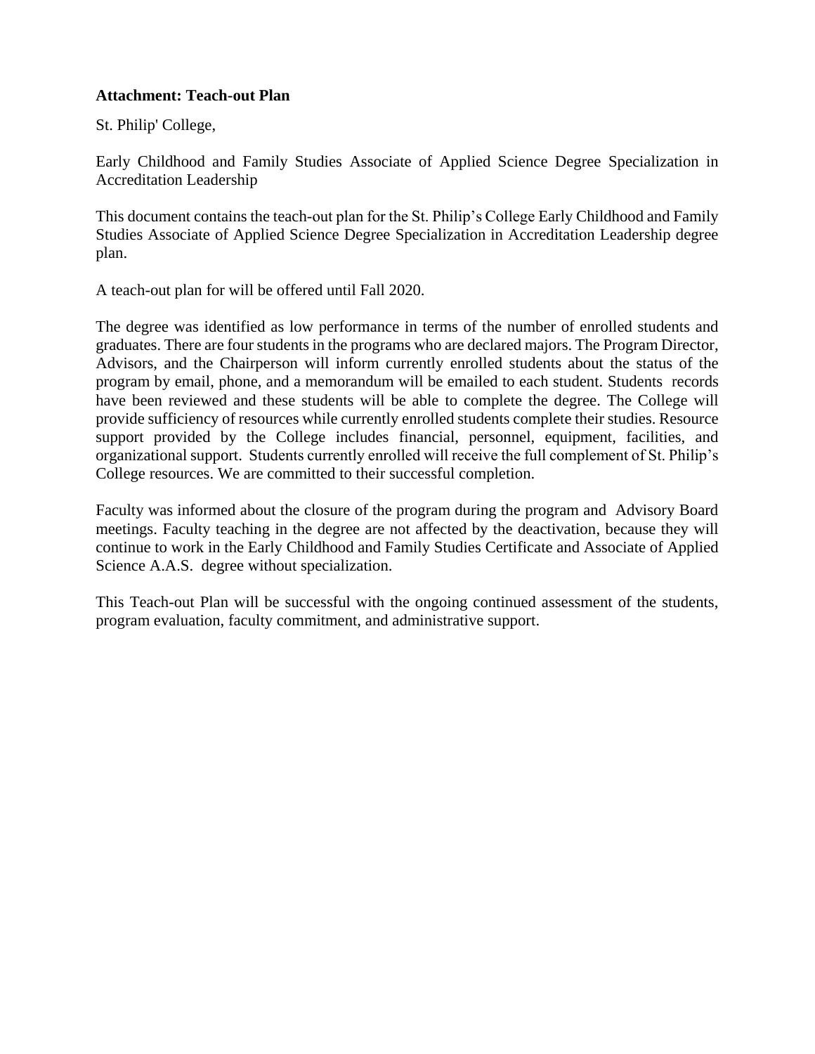**Attachment: Teach-out Plan**

St. Philip' College,

Early Childhood and Family Studies Associate of Applied Science Degree Specialization in Accreditation Leadership

This document contains the teach-out plan for the St. Philip's College Early Childhood and Family Studies Associate of Applied Science Degree Specialization in Accreditation Leadership degree plan.

A teach-out plan for will be offered until Fall 2020.

The degree was identified as low performance in terms of the number of enrolled students and graduates. There are four students in the programs who are declared majors. The Program Director, Advisors, and the Chairperson will inform currently enrolled students about the status of the program by email, phone, and a memorandum will be emailed to each student. Students records have been reviewed and these students will be able to complete the degree. The College will provide sufficiency of resources while currently enrolled students complete their studies. Resource support provided by the College includes financial, personnel, equipment, facilities, and organizational support. Students currently enrolled will receive the full complement of St. Philip's College resources. We are committed to their successful completion.

Faculty was informed about the closure of the program during the program and Advisory Board meetings. Faculty teaching in the degree are not affected by the deactivation, because they will continue to work in the Early Childhood and Family Studies Certificate and Associate of Applied Science A.A.S. degree without specialization.

This Teach-out Plan will be successful with the ongoing continued assessment of the students, program evaluation, faculty commitment, and administrative support.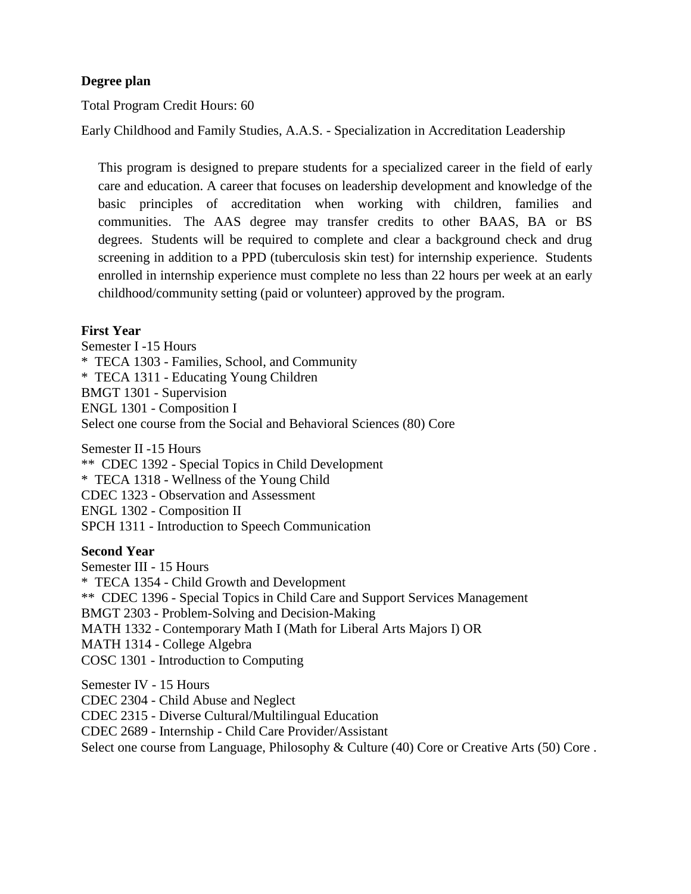**Degree plan**

Total Program Credit Hours: 60

Early Childhood and Family Studies, A.A.S. - Specialization in Accreditation Leadership

This program is designed to prepare students for a specialized career in the field of early care and education. A career that focuses on leadership development and knowledge of the basic principles of accreditation when working with children, families and communities. The AAS degree may transfer credits to other BAAS, BA or BS degrees. Students will be required to complete and clear a background check and drug screening in addition to a PPD (tuberculosis skin test) for internship experience. Students enrolled in internship experience must complete no less than 22 hours per week at an early childhood/community setting (paid or volunteer) approved by the program.

**First Year**

Semester I -15 Hours

\* TECA 1303 - Families, School, and Community
\* TECA 1311 - Educating Young Children
BMGT 1301 - Supervision
ENGL 1301 - Composition I
Select one course from the Social and Behavioral Sciences (80) Core

Semester II -15 Hours

\** CDEC 1392 - Special Topics in Child Development
\* TECA 1318 - Wellness of the Young Child
CDEC 1323 - Observation and Assessment
ENGL 1302 - Composition II
SPCH 1311 - Introduction to Speech Communication

**Second Year**

Semester III - 15 Hours

\* TECA 1354 - Child Growth and Development
\** CDEC 1396 - Special Topics in Child Care and Support Services Management
BMGT 2303 - Problem-Solving and Decision-Making
MATH 1332 - Contemporary Math I (Math for Liberal Arts Majors I) OR
MATH 1314 - College Algebra
COSC 1301 - Introduction to Computing

Semester IV - 15 Hours

CDEC 2304 - Child Abuse and Neglect
CDEC 2315 - Diverse Cultural/Multilingual Education
CDEC 2689 - Internship - Child Care Provider/Assistant
Select one course from Language, Philosophy & Culture (40) Core or Creative Arts (50) Core .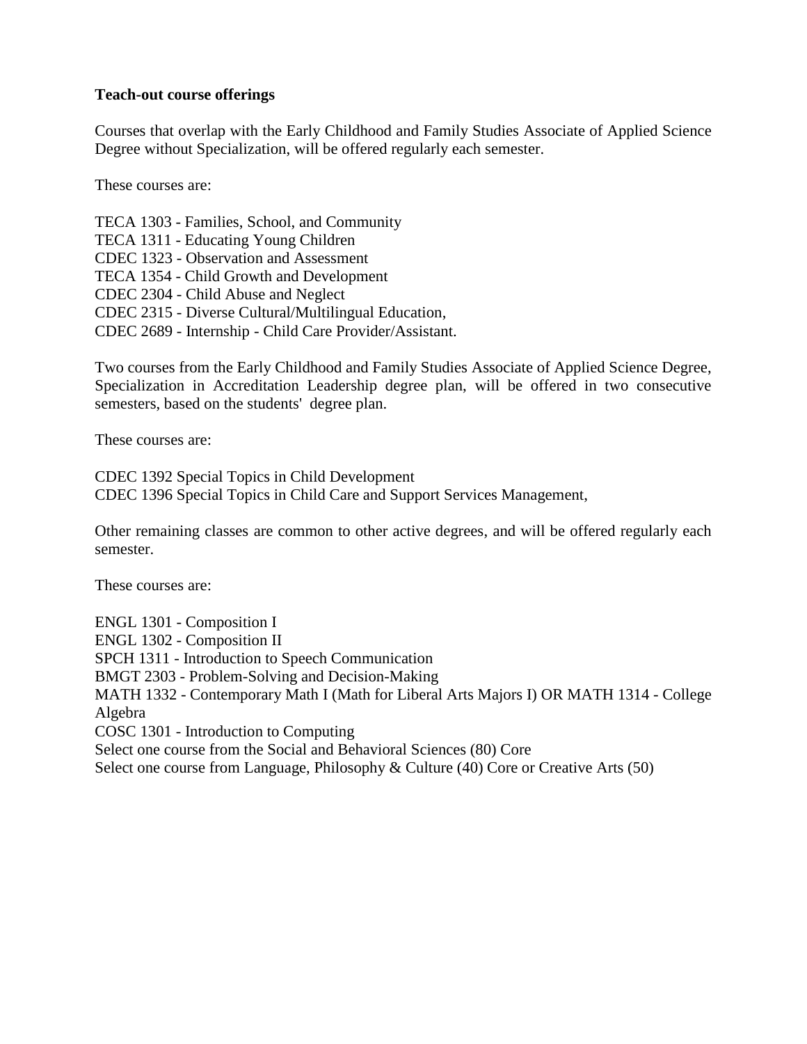**Teach-out course offerings**

Courses that overlap with the Early Childhood and Family Studies Associate of Applied Science Degree without Specialization, will be offered regularly each semester.

These courses are:

TECA 1303 - Families, School, and Community
TECA 1311 - Educating Young Children
CDEC 1323 - Observation and Assessment
TECA 1354 - Child Growth and Development
CDEC 2304 - Child Abuse and Neglect
CDEC 2315 - Diverse Cultural/Multilingual Education,
CDEC 2689 - Internship - Child Care Provider/Assistant.

Two courses from the Early Childhood and Family Studies Associate of Applied Science Degree, Specialization in Accreditation Leadership degree plan, will be offered in two consecutive semesters, based on the students' degree plan.

These courses are:

CDEC 1392 Special Topics in Child Development
CDEC 1396 Special Topics in Child Care and Support Services Management,

Other remaining classes are common to other active degrees, and will be offered regularly each semester.

These courses are:

ENGL 1301 - Composition I
ENGL 1302 - Composition II
SPCH 1311 - Introduction to Speech Communication
BMGT 2303 - Problem-Solving and Decision-Making
MATH 1332 - Contemporary Math I (Math for Liberal Arts Majors I) OR MATH 1314 - College Algebra
COSC 1301 - Introduction to Computing
Select one course from the Social and Behavioral Sciences (80) Core
Select one course from Language, Philosophy & Culture (40) Core or Creative Arts (50)